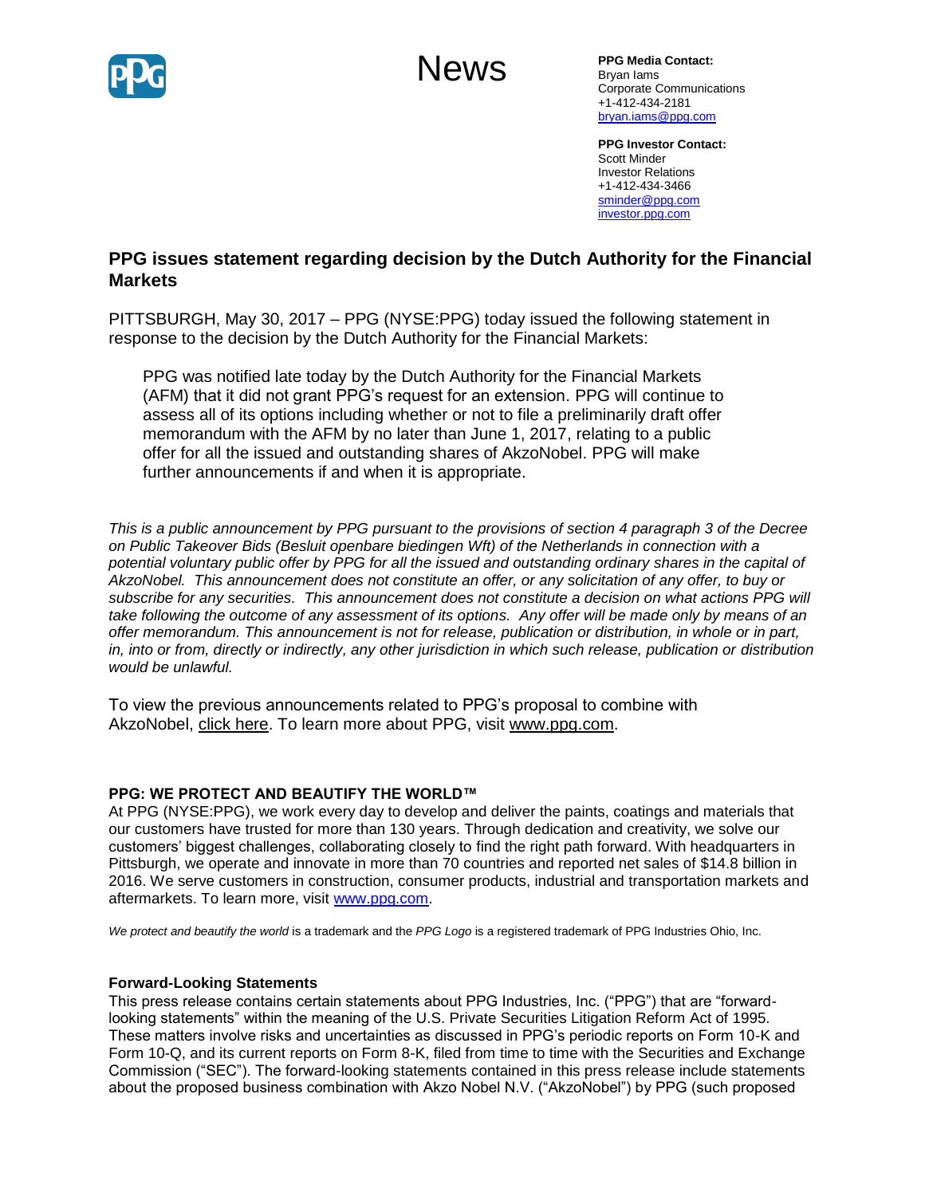News

**PPG Media Contact:**
Bryan Iams
Corporate Communications
+1-412-434-2181
bryan.iams@ppg.com

**PPG Investor Contact:**
Scott Minder
Investor Relations
+1-412-434-3466
sminder@ppg.com
investor.ppg.com

## PPG issues statement regarding decision by the Dutch Authority for the Financial Markets

PITTSBURGH, May 30, 2017 – PPG (NYSE:PPG) today issued the following statement in response to the decision by the Dutch Authority for the Financial Markets:

> PPG was notified late today by the Dutch Authority for the Financial Markets (AFM) that it did not grant PPG's request for an extension. PPG will continue to assess all of its options including whether or not to file a preliminarily draft offer memorandum with the AFM by no later than June 1, 2017, relating to a public offer for all the issued and outstanding shares of AkzoNobel. PPG will make further announcements if and when it is appropriate.

*This is a public announcement by PPG pursuant to the provisions of section 4 paragraph 3 of the Decree on Public Takeover Bids (Besluit openbare biedingen Wft) of the Netherlands in connection with a potential voluntary public offer by PPG for all the issued and outstanding ordinary shares in the capital of AkzoNobel. This announcement does not constitute an offer, or any solicitation of any offer, to buy or subscribe for any securities. This announcement does not constitute a decision on what actions PPG will take following the outcome of any assessment of its options. Any offer will be made only by means of an offer memorandum. This announcement is not for release, publication or distribution, in whole or in part, in, into or from, directly or indirectly, any other jurisdiction in which such release, publication or distribution would be unlawful.*

To view the previous announcements related to PPG's proposal to combine with AkzoNobel, click here. To learn more about PPG, visit www.ppg.com.

**PPG: WE PROTECT AND BEAUTIFY THE WORLD™**
At PPG (NYSE:PPG), we work every day to develop and deliver the paints, coatings and materials that our customers have trusted for more than 130 years. Through dedication and creativity, we solve our customers' biggest challenges, collaborating closely to find the right path forward. With headquarters in Pittsburgh, we operate and innovate in more than 70 countries and reported net sales of $14.8 billion in 2016. We serve customers in construction, consumer products, industrial and transportation markets and aftermarkets. To learn more, visit www.ppg.com.

*We protect and beautify the world* is a trademark and the *PPG Logo* is a registered trademark of PPG Industries Ohio, Inc.

**Forward-Looking Statements**
This press release contains certain statements about PPG Industries, Inc. ("PPG") that are "forward-looking statements" within the meaning of the U.S. Private Securities Litigation Reform Act of 1995. These matters involve risks and uncertainties as discussed in PPG's periodic reports on Form 10-K and Form 10-Q, and its current reports on Form 8-K, filed from time to time with the Securities and Exchange Commission ("SEC"). The forward-looking statements contained in this press release include statements about the proposed business combination with Akzo Nobel N.V. ("AkzoNobel") by PPG (such proposed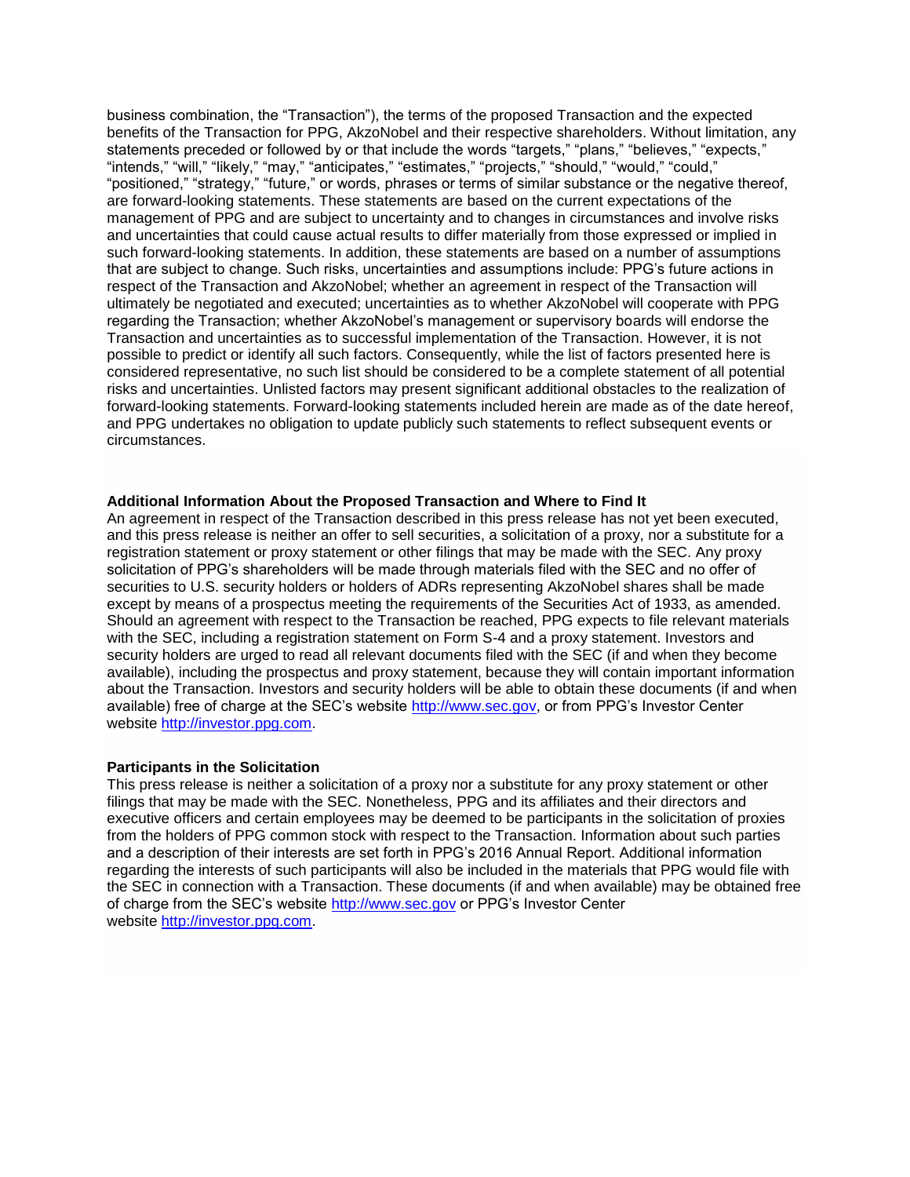business combination, the "Transaction"), the terms of the proposed Transaction and the expected benefits of the Transaction for PPG, AkzoNobel and their respective shareholders. Without limitation, any statements preceded or followed by or that include the words "targets," "plans," "believes," "expects," "intends," "will," "likely," "may," "anticipates," "estimates," "projects," "should," "would," "could," "positioned," "strategy," "future," or words, phrases or terms of similar substance or the negative thereof, are forward-looking statements. These statements are based on the current expectations of the management of PPG and are subject to uncertainty and to changes in circumstances and involve risks and uncertainties that could cause actual results to differ materially from those expressed or implied in such forward-looking statements. In addition, these statements are based on a number of assumptions that are subject to change. Such risks, uncertainties and assumptions include: PPG's future actions in respect of the Transaction and AkzoNobel; whether an agreement in respect of the Transaction will ultimately be negotiated and executed; uncertainties as to whether AkzoNobel will cooperate with PPG regarding the Transaction; whether AkzoNobel's management or supervisory boards will endorse the Transaction and uncertainties as to successful implementation of the Transaction. However, it is not possible to predict or identify all such factors. Consequently, while the list of factors presented here is considered representative, no such list should be considered to be a complete statement of all potential risks and uncertainties. Unlisted factors may present significant additional obstacles to the realization of forward-looking statements. Forward-looking statements included herein are made as of the date hereof, and PPG undertakes no obligation to update publicly such statements to reflect subsequent events or circumstances.

**Additional Information About the Proposed Transaction and Where to Find It**

An agreement in respect of the Transaction described in this press release has not yet been executed, and this press release is neither an offer to sell securities, a solicitation of a proxy, nor a substitute for a registration statement or proxy statement or other filings that may be made with the SEC. Any proxy solicitation of PPG's shareholders will be made through materials filed with the SEC and no offer of securities to U.S. security holders or holders of ADRs representing AkzoNobel shares shall be made except by means of a prospectus meeting the requirements of the Securities Act of 1933, as amended. Should an agreement with respect to the Transaction be reached, PPG expects to file relevant materials with the SEC, including a registration statement on Form S-4 and a proxy statement. Investors and security holders are urged to read all relevant documents filed with the SEC (if and when they become available), including the prospectus and proxy statement, because they will contain important information about the Transaction. Investors and security holders will be able to obtain these documents (if and when available) free of charge at the SEC's website http://www.sec.gov, or from PPG's Investor Center website http://investor.ppg.com.

**Participants in the Solicitation**

This press release is neither a solicitation of a proxy nor a substitute for any proxy statement or other filings that may be made with the SEC. Nonetheless, PPG and its affiliates and their directors and executive officers and certain employees may be deemed to be participants in the solicitation of proxies from the holders of PPG common stock with respect to the Transaction. Information about such parties and a description of their interests are set forth in PPG's 2016 Annual Report. Additional information regarding the interests of such participants will also be included in the materials that PPG would file with the SEC in connection with a Transaction. These documents (if and when available) may be obtained free of charge from the SEC's website http://www.sec.gov or PPG's Investor Center website http://investor.ppg.com.